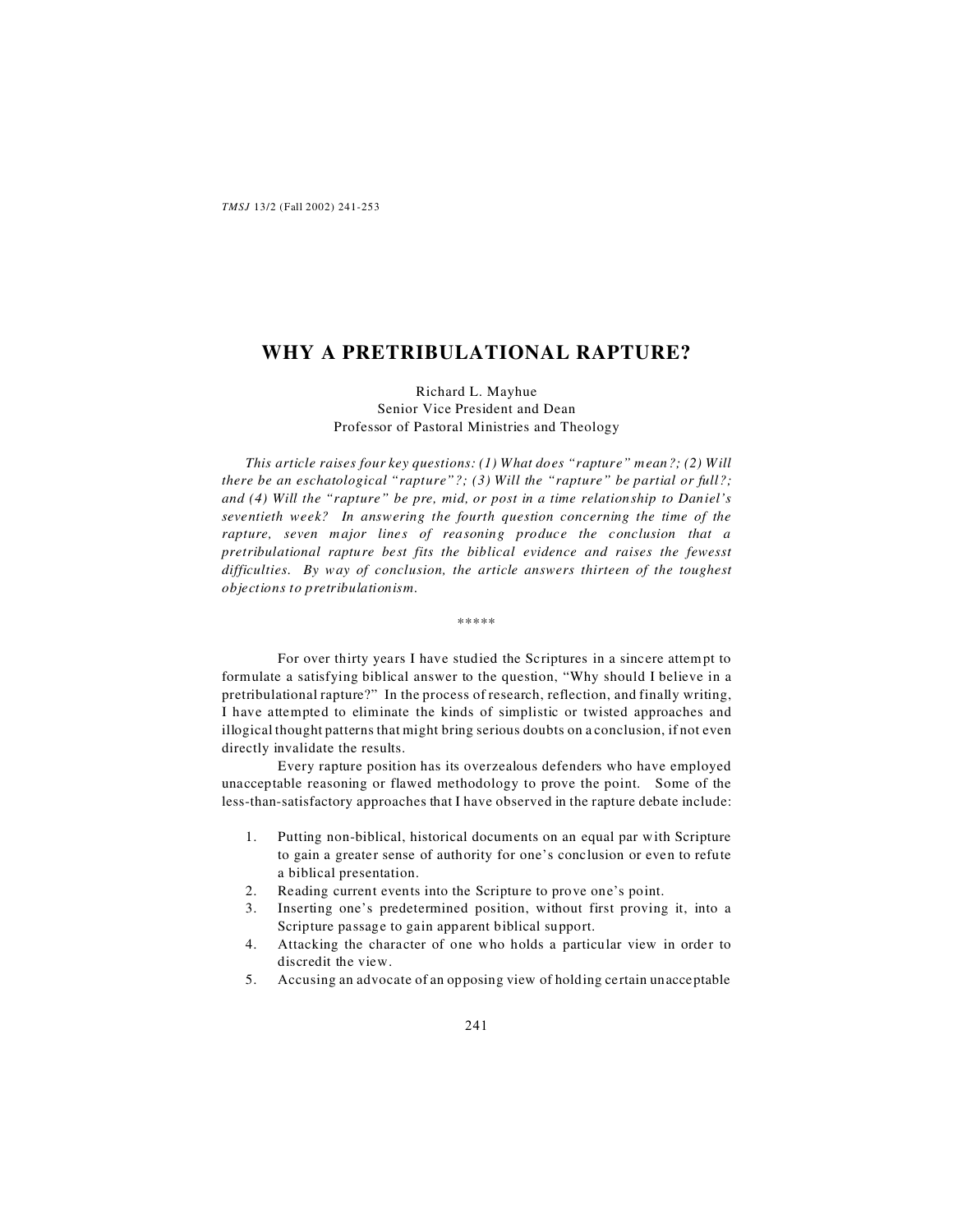# WHY A PRETRIBULATIONAL RAPTURE?

Richard L. Mayhue
Senior Vice President and Dean
Professor of Pastoral Ministries and Theology

*This article raises four key questions: (1) What does "rapture" mean?; (2) Will there be an eschatological "rapture"?; (3) Will the "rapture" be partial or full?; and (4) Will the "rapture" be pre, mid, or post in a time relationship to Daniel's seventieth week? In answering the fourth question concerning the time of the rapture, seven major lines of reasoning produce the conclusion that a pretribulational rapture best fits the biblical evidence and raises the fewesst difficulties. By way of conclusion, the article answers thirteen of the toughest objections to pretribulationism.*

\*\*\*\*\*

For over thirty years I have studied the Scriptures in a sincere attempt to formulate a satisfying biblical answer to the question, "Why should I believe in a pretribulational rapture?" In the process of research, reflection, and finally writing, I have attempted to eliminate the kinds of simplistic or twisted approaches and illogical thought patterns that might bring serious doubts on a conclusion, if not even directly invalidate the results.

Every rapture position has its overzealous defenders who have employed unacceptable reasoning or flawed methodology to prove the point. Some of the less-than-satisfactory approaches that I have observed in the rapture debate include:

1. Putting non-biblical, historical documents on an equal par with Scripture to gain a greater sense of authority for one's conclusion or even to refute a biblical presentation.
2. Reading current events into the Scripture to prove one's point.
3. Inserting one's predetermined position, without first proving it, into a Scripture passage to gain apparent biblical support.
4. Attacking the character of one who holds a particular view in order to discredit the view.
5. Accusing an advocate of an opposing view of holding certain unacceptable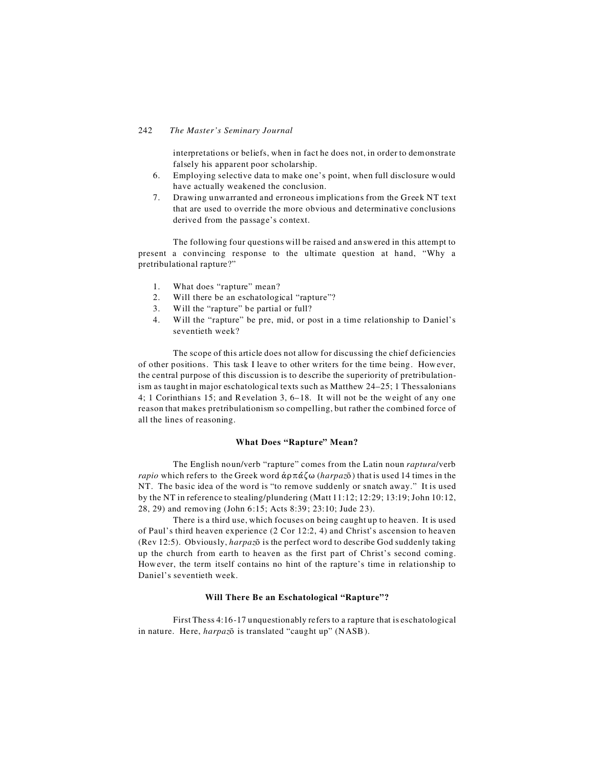interpretations or beliefs, when in fact he does not, in order to demonstrate falsely his apparent poor scholarship.

6. Employing selective data to make one's point, when full disclosure would have actually weakened the conclusion.
7. Drawing unwarranted and erroneous implications from the Greek NT text that are used to override the more obvious and determinative conclusions derived from the passage's context.

The following four questions will be raised and answered in this attempt to present a convincing response to the ultimate question at hand, "Why a pretribulational rapture?"

1. What does "rapture" mean?
2. Will there be an eschatological "rapture"?
3. Will the "rapture" be partial or full?
4. Will the "rapture" be pre, mid, or post in a time relationship to Daniel's seventieth week?

The scope of this article does not allow for discussing the chief deficiencies of other positions. This task I leave to other writers for the time being. However, the central purpose of this discussion is to describe the superiority of pretribulationism as taught in major eschatological texts such as Matthew 24–25; 1 Thessalonians 4; 1 Corinthians 15; and Revelation 3, 6–18. It will not be the weight of any one reason that makes pretribulationism so compelling, but rather the combined force of all the lines of reasoning.

## What Does "Rapture" Mean?

The English noun/verb "rapture" comes from the Latin noun *raptura*/verb *rapio* which refers to the Greek word ἁρπάζω (*harpazō*) that is used 14 times in the NT. The basic idea of the word is "to remove suddenly or snatch away." It is used by the NT in reference to stealing/plundering (Matt 11:12; 12:29; 13:19; John 10:12, 28, 29) and removing (John 6:15; Acts 8:39; 23:10; Jude 23).

There is a third use, which focuses on being caught up to heaven. It is used of Paul's third heaven experience (2 Cor 12:2, 4) and Christ's ascension to heaven (Rev 12:5). Obviously, *harpazō* is the perfect word to describe God suddenly taking up the church from earth to heaven as the first part of Christ's second coming. However, the term itself contains no hint of the rapture's time in relationship to Daniel's seventieth week.

## Will There Be an Eschatological "Rapture"?

First Thess 4:16-17 unquestionably refers to a rapture that is eschatological in nature. Here, *harpazō* is translated "caught up" (NASB).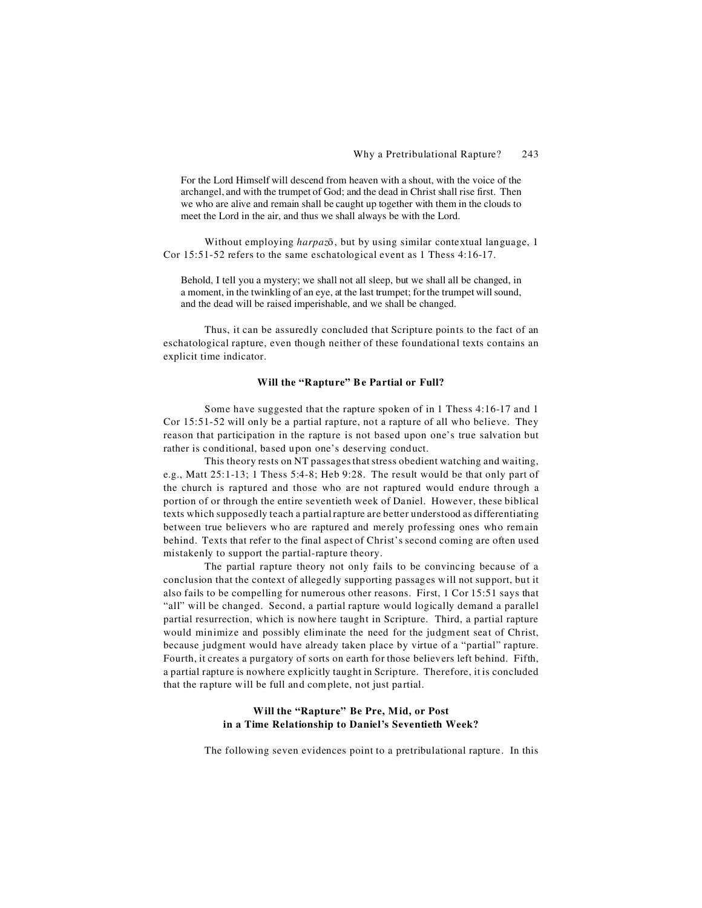> For the Lord Himself will descend from heaven with a shout, with the voice of the archangel, and with the trumpet of God; and the dead in Christ shall rise first. Then we who are alive and remain shall be caught up together with them in the clouds to meet the Lord in the air, and thus we shall always be with the Lord.

Without employing *harpazō*, but by using similar contextual language, 1 Cor 15:51-52 refers to the same eschatological event as 1 Thess 4:16-17.

> Behold, I tell you a mystery; we shall not all sleep, but we shall all be changed, in a moment, in the twinkling of an eye, at the last trumpet; for the trumpet will sound, and the dead will be raised imperishable, and we shall be changed.

Thus, it can be assuredly concluded that Scripture points to the fact of an eschatological rapture, even though neither of these foundational texts contains an explicit time indicator.

### Will the "Rapture" Be Partial or Full?

Some have suggested that the rapture spoken of in 1 Thess 4:16-17 and 1 Cor 15:51-52 will only be a partial rapture, not a rapture of all who believe. They reason that participation in the rapture is not based upon one's true salvation but rather is conditional, based upon one's deserving conduct.

This theory rests on NT passages that stress obedient watching and waiting, e.g., Matt 25:1-13; 1 Thess 5:4-8; Heb 9:28. The result would be that only part of the church is raptured and those who are not raptured would endure through a portion of or through the entire seventieth week of Daniel. However, these biblical texts which supposedly teach a partial rapture are better understood as differentiating between true believers who are raptured and merely professing ones who remain behind. Texts that refer to the final aspect of Christ's second coming are often used mistakenly to support the partial-rapture theory.

The partial rapture theory not only fails to be convincing because of a conclusion that the context of allegedly supporting passages will not support, but it also fails to be compelling for numerous other reasons. First, 1 Cor 15:51 says that "all" will be changed. Second, a partial rapture would logically demand a parallel partial resurrection, which is nowhere taught in Scripture. Third, a partial rapture would minimize and possibly eliminate the need for the judgment seat of Christ, because judgment would have already taken place by virtue of a "partial" rapture. Fourth, it creates a purgatory of sorts on earth for those believers left behind. Fifth, a partial rapture is nowhere explicitly taught in Scripture. Therefore, it is concluded that the rapture will be full and complete, not just partial.

### Will the "Rapture" Be Pre, Mid, or Post in a Time Relationship to Daniel's Seventieth Week?

The following seven evidences point to a pretribulational rapture. In this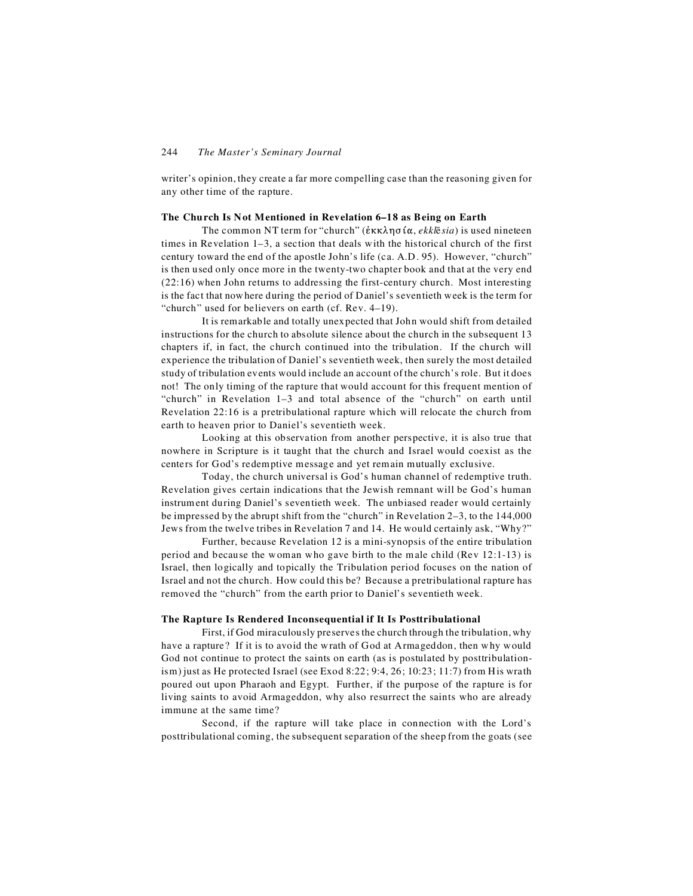writer's opinion, they create a far more compelling case than the reasoning given for any other time of the rapture.

### The Church Is Not Mentioned in Revelation 6–18 as Being on Earth

The common NT term for "church" (ἐκκλησία, *ekklēsia*) is used nineteen times in Revelation 1–3, a section that deals with the historical church of the first century toward the end of the apostle John's life (ca. A.D. 95). However, "church" is then used only once more in the twenty-two chapter book and that at the very end (22:16) when John returns to addressing the first-century church. Most interesting is the fact that nowhere during the period of Daniel's seventieth week is the term for "church" used for believers on earth (cf. Rev. 4–19).

It is remarkable and totally unexpected that John would shift from detailed instructions for the church to absolute silence about the church in the subsequent 13 chapters if, in fact, the church continued into the tribulation. If the church will experience the tribulation of Daniel's seventieth week, then surely the most detailed study of tribulation events would include an account of the church's role. But it does not! The only timing of the rapture that would account for this frequent mention of "church" in Revelation 1–3 and total absence of the "church" on earth until Revelation 22:16 is a pretribulational rapture which will relocate the church from earth to heaven prior to Daniel's seventieth week.

Looking at this observation from another perspective, it is also true that nowhere in Scripture is it taught that the church and Israel would coexist as the centers for God's redemptive message and yet remain mutually exclusive.

Today, the church universal is God's human channel of redemptive truth. Revelation gives certain indications that the Jewish remnant will be God's human instrument during Daniel's seventieth week. The unbiased reader would certainly be impressed by the abrupt shift from the "church" in Revelation 2–3, to the 144,000 Jews from the twelve tribes in Revelation 7 and 14. He would certainly ask, "Why?"

Further, because Revelation 12 is a mini-synopsis of the entire tribulation period and because the woman who gave birth to the male child (Rev 12:1-13) is Israel, then logically and topically the Tribulation period focuses on the nation of Israel and not the church. How could this be? Because a pretribulational rapture has removed the "church" from the earth prior to Daniel's seventieth week.

### The Rapture Is Rendered Inconsequential if It Is Posttribulational

First, if God miraculously preserves the church through the tribulation, why have a rapture? If it is to avoid the wrath of God at Armageddon, then why would God not continue to protect the saints on earth (as is postulated by posttribulationism) just as He protected Israel (see Exod 8:22; 9:4, 26; 10:23; 11:7) from His wrath poured out upon Pharaoh and Egypt. Further, if the purpose of the rapture is for living saints to avoid Armageddon, why also resurrect the saints who are already immune at the same time?

Second, if the rapture will take place in connection with the Lord's posttribulational coming, the subsequent separation of the sheep from the goats (see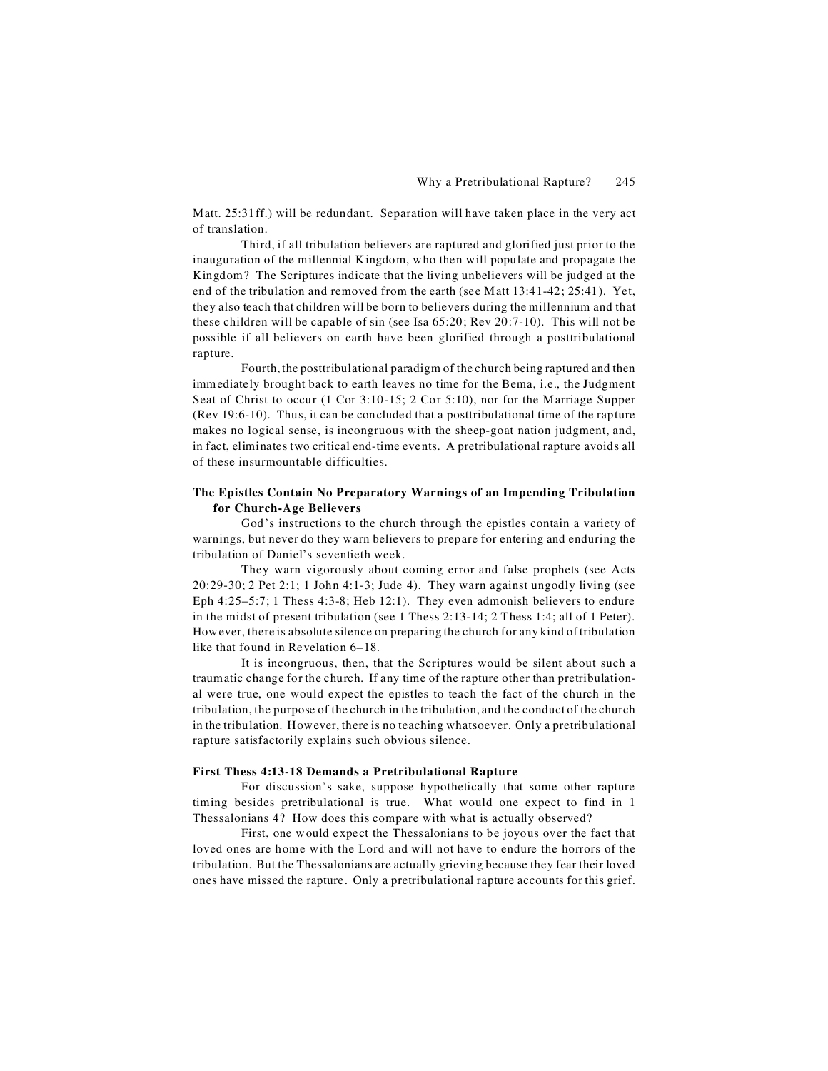Matt. 25:31ff.) will be redundant. Separation will have taken place in the very act of translation.

Third, if all tribulation believers are raptured and glorified just prior to the inauguration of the millennial Kingdom, who then will populate and propagate the Kingdom? The Scriptures indicate that the living unbelievers will be judged at the end of the tribulation and removed from the earth (see Matt 13:41-42; 25:41). Yet, they also teach that children will be born to believers during the millennium and that these children will be capable of sin (see Isa 65:20; Rev 20:7-10). This will not be possible if all believers on earth have been glorified through a posttribulational rapture.

Fourth, the posttribulational paradigm of the church being raptured and then immediately brought back to earth leaves no time for the Bema, i.e., the Judgment Seat of Christ to occur (1 Cor 3:10-15; 2 Cor 5:10), nor for the Marriage Supper (Rev 19:6-10). Thus, it can be concluded that a posttribulational time of the rapture makes no logical sense, is incongruous with the sheep-goat nation judgment, and, in fact, eliminates two critical end-time events. A pretribulational rapture avoids all of these insurmountable difficulties.

**The Epistles Contain No Preparatory Warnings of an Impending Tribulation for Church-Age Believers**

God's instructions to the church through the epistles contain a variety of warnings, but never do they warn believers to prepare for entering and enduring the tribulation of Daniel's seventieth week.

They warn vigorously about coming error and false prophets (see Acts 20:29-30; 2 Pet 2:1; 1 John 4:1-3; Jude 4). They warn against ungodly living (see Eph 4:25–5:7; 1 Thess 4:3-8; Heb 12:1). They even admonish believers to endure in the midst of present tribulation (see 1 Thess 2:13-14; 2 Thess 1:4; all of 1 Peter). However, there is absolute silence on preparing the church for any kind of tribulation like that found in Revelation 6–18.

It is incongruous, then, that the Scriptures would be silent about such a traumatic change for the church. If any time of the rapture other than pretribulational were true, one would expect the epistles to teach the fact of the church in the tribulation, the purpose of the church in the tribulation, and the conduct of the church in the tribulation. However, there is no teaching whatsoever. Only a pretribulational rapture satisfactorily explains such obvious silence.

**First Thess 4:13-18 Demands a Pretribulational Rapture**

For discussion's sake, suppose hypothetically that some other rapture timing besides pretribulational is true. What would one expect to find in 1 Thessalonians 4? How does this compare with what is actually observed?

First, one would expect the Thessalonians to be joyous over the fact that loved ones are home with the Lord and will not have to endure the horrors of the tribulation. But the Thessalonians are actually grieving because they fear their loved ones have missed the rapture. Only a pretribulational rapture accounts for this grief.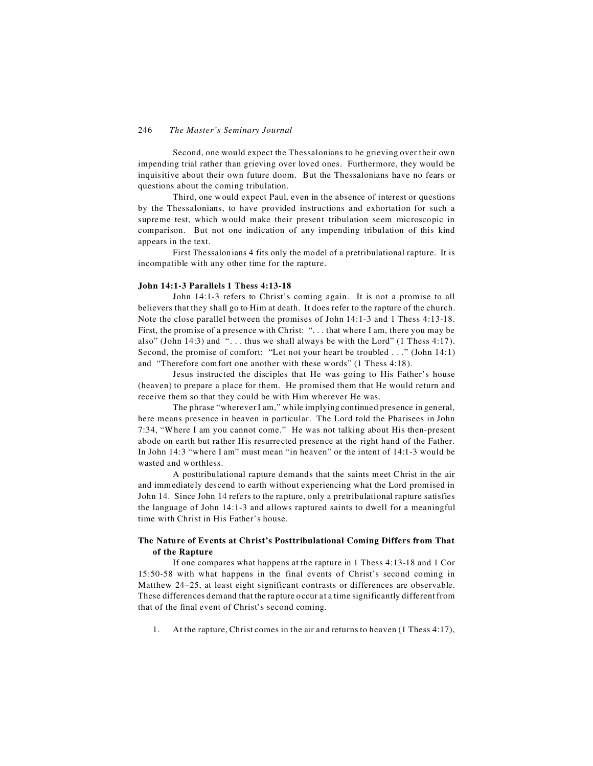Second, one would expect the Thessalonians to be grieving over their own impending trial rather than grieving over loved ones. Furthermore, they would be inquisitive about their own future doom. But the Thessalonians have no fears or questions about the coming tribulation.

Third, one would expect Paul, even in the absence of interest or questions by the Thessalonians, to have provided instructions and exhortation for such a supreme test, which would make their present tribulation seem microscopic in comparison. But not one indication of any impending tribulation of this kind appears in the text.

First Thessalonians 4 fits only the model of a pretribulational rapture. It is incompatible with any other time for the rapture.

**John 14:1-3 Parallels 1 Thess 4:13-18**

John 14:1-3 refers to Christ's coming again. It is not a promise to all believers that they shall go to Him at death. It does refer to the rapture of the church. Note the close parallel between the promises of John 14:1-3 and 1 Thess 4:13-18. First, the promise of a presence with Christ: ". . . that where I am, there you may be also" (John 14:3) and ". . . thus we shall always be with the Lord" (1 Thess 4:17). Second, the promise of comfort: "Let not your heart be troubled . . ." (John 14:1) and "Therefore comfort one another with these words" (1 Thess 4:18).

Jesus instructed the disciples that He was going to His Father's house (heaven) to prepare a place for them. He promised them that He would return and receive them so that they could be with Him wherever He was.

The phrase "wherever I am," while implying continued presence in general, here means presence in heaven in particular. The Lord told the Pharisees in John 7:34, "Where I am you cannot come." He was not talking about His then-present abode on earth but rather His resurrected presence at the right hand of the Father. In John 14:3 "where I am" must mean "in heaven" or the intent of 14:1-3 would be wasted and worthless.

A posttribulational rapture demands that the saints meet Christ in the air and immediately descend to earth without experiencing what the Lord promised in John 14. Since John 14 refers to the rapture, only a pretribulational rapture satisfies the language of John 14:1-3 and allows raptured saints to dwell for a meaningful time with Christ in His Father's house.

**The Nature of Events at Christ's Posttribulational Coming Differs from That of the Rapture**

If one compares what happens at the rapture in 1 Thess 4:13-18 and 1 Cor 15:50-58 with what happens in the final events of Christ's second coming in Matthew 24–25, at least eight significant contrasts or differences are observable. These differences demand that the rapture occur at a time significantly different from that of the final event of Christ's second coming.

1. At the rapture, Christ comes in the air and returns to heaven (1 Thess 4:17),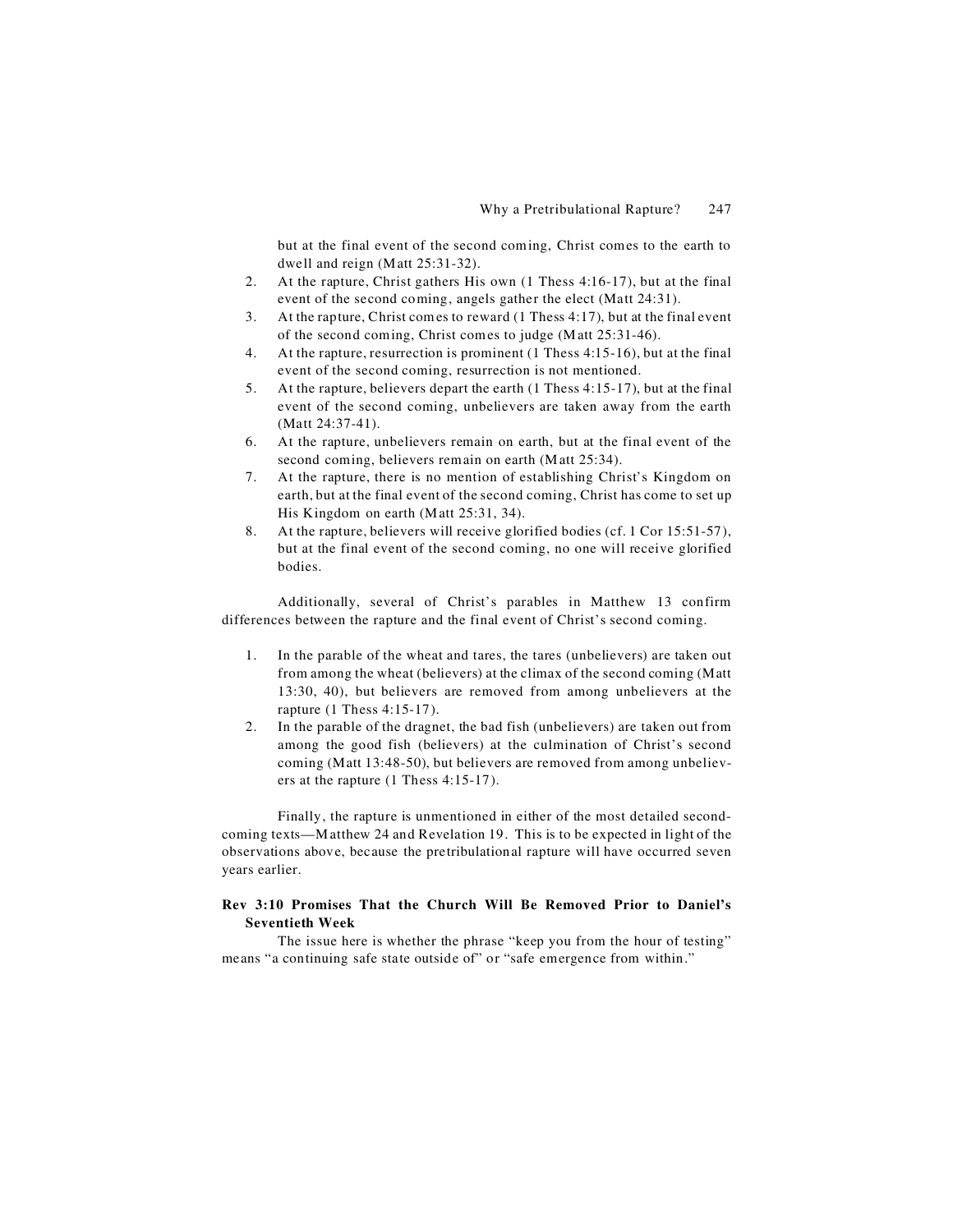but at the final event of the second coming, Christ comes to the earth to dwell and reign (Matt 25:31-32).

2. At the rapture, Christ gathers His own (1 Thess 4:16-17), but at the final event of the second coming, angels gather the elect (Matt 24:31).
3. At the rapture, Christ comes to reward (1 Thess 4:17), but at the final event of the second coming, Christ comes to judge (Matt 25:31-46).
4. At the rapture, resurrection is prominent (1 Thess 4:15-16), but at the final event of the second coming, resurrection is not mentioned.
5. At the rapture, believers depart the earth (1 Thess 4:15-17), but at the final event of the second coming, unbelievers are taken away from the earth (Matt 24:37-41).
6. At the rapture, unbelievers remain on earth, but at the final event of the second coming, believers remain on earth (Matt 25:34).
7. At the rapture, there is no mention of establishing Christ's Kingdom on earth, but at the final event of the second coming, Christ has come to set up His Kingdom on earth (Matt 25:31, 34).
8. At the rapture, believers will receive glorified bodies (cf. 1 Cor 15:51-57), but at the final event of the second coming, no one will receive glorified bodies.

Additionally, several of Christ's parables in Matthew 13 confirm differences between the rapture and the final event of Christ's second coming.

1. In the parable of the wheat and tares, the tares (unbelievers) are taken out from among the wheat (believers) at the climax of the second coming (Matt 13:30, 40), but believers are removed from among unbelievers at the rapture (1 Thess 4:15-17).
2. In the parable of the dragnet, the bad fish (unbelievers) are taken out from among the good fish (believers) at the culmination of Christ's second coming (Matt 13:48-50), but believers are removed from among unbelievers at the rapture (1 Thess 4:15-17).

Finally, the rapture is unmentioned in either of the most detailed second-coming texts—Matthew 24 and Revelation 19. This is to be expected in light of the observations above, because the pretribulational rapture will have occurred seven years earlier.

**Rev 3:10 Promises That the Church Will Be Removed Prior to Daniel's Seventieth Week**

The issue here is whether the phrase "keep you from the hour of testing" means "a continuing safe state outside of" or "safe emergence from within."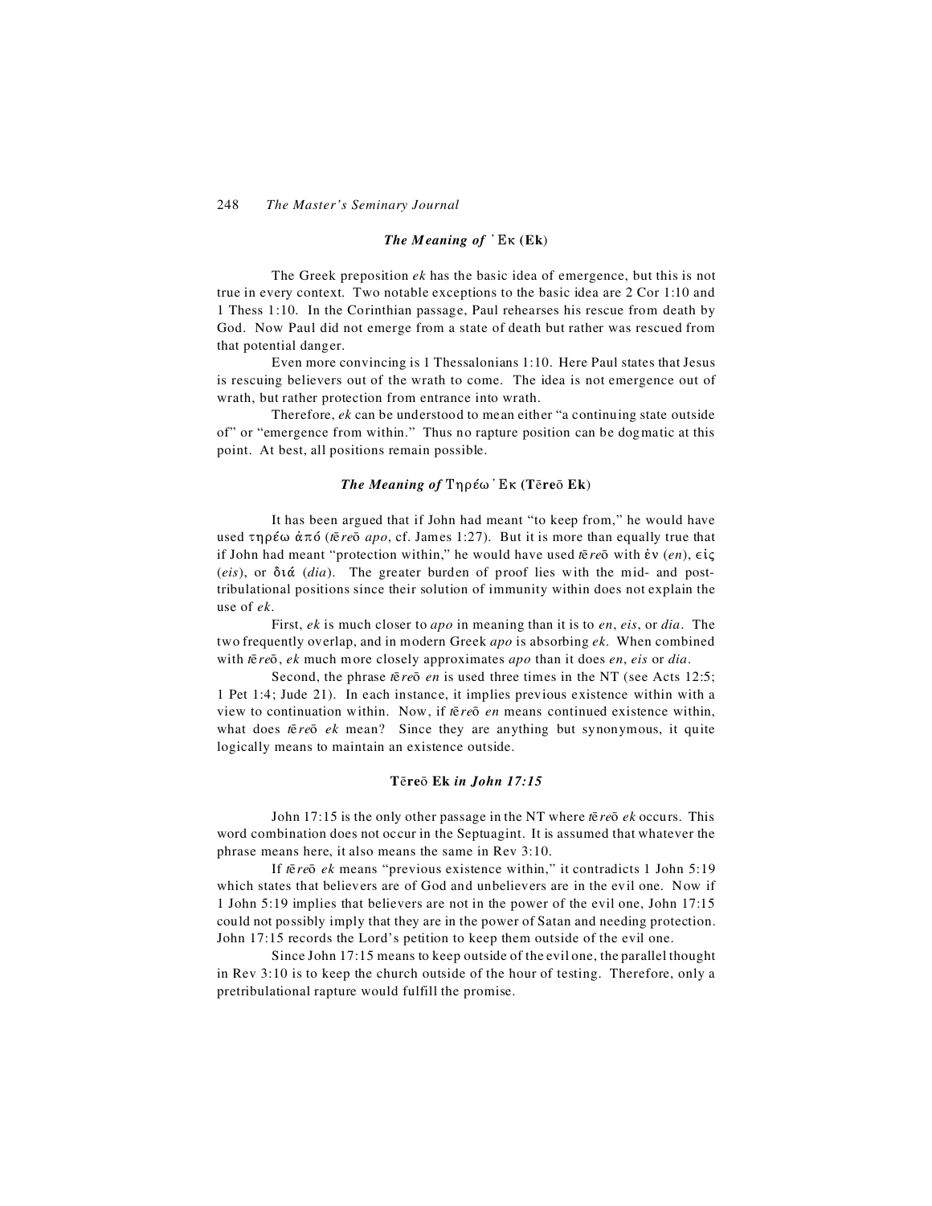### *The Meaning of* Ἐκ (Ek)

The Greek preposition *ek* has the basic idea of emergence, but this is not true in every context. Two notable exceptions to the basic idea are 2 Cor 1:10 and 1 Thess 1:10. In the Corinthian passage, Paul rehearses his rescue from death by God. Now Paul did not emerge from a state of death but rather was rescued from that potential danger.

Even more convincing is 1 Thessalonians 1:10. Here Paul states that Jesus is rescuing believers out of the wrath to come. The idea is not emergence out of wrath, but rather protection from entrance into wrath.

Therefore, *ek* can be understood to mean either "a continuing state outside of" or "emergence from within." Thus no rapture position can be dogmatic at this point. At best, all positions remain possible.

### *The Meaning of* Τηρέω Ἐκ (Tēreō Ek)

It has been argued that if John had meant "to keep from," he would have used τηρέω ἀπό (*tēreō apo*, cf. James 1:27). But it is more than equally true that if John had meant "protection within," he would have used *tēreō* with ἐν (*en*), εἰς (*eis*), or διά (*dia*). The greater burden of proof lies with the mid- and post-tribulational positions since their solution of immunity within does not explain the use of *ek*.

First, *ek* is much closer to *apo* in meaning than it is to *en*, *eis*, or *dia*. The two frequently overlap, and in modern Greek *apo* is absorbing *ek*. When combined with *tēreō*, *ek* much more closely approximates *apo* than it does *en*, *eis* or *dia*.

Second, the phrase *tēreō en* is used three times in the NT (see Acts 12:5; 1 Pet 1:4; Jude 21). In each instance, it implies previous existence within with a view to continuation within. Now, if *tēreō en* means continued existence within, what does *tēreō ek* mean? Since they are anything but synonymous, it quite logically means to maintain an existence outside.

### Tēreō Ek *in John 17:15*

John 17:15 is the only other passage in the NT where *tēreō ek* occurs. This word combination does not occur in the Septuagint. It is assumed that whatever the phrase means here, it also means the same in Rev 3:10.

If *tēreō ek* means "previous existence within," it contradicts 1 John 5:19 which states that believers are of God and unbelievers are in the evil one. Now if 1 John 5:19 implies that believers are not in the power of the evil one, John 17:15 could not possibly imply that they are in the power of Satan and needing protection. John 17:15 records the Lord's petition to keep them outside of the evil one.

Since John 17:15 means to keep outside of the evil one, the parallel thought in Rev 3:10 is to keep the church outside of the hour of testing. Therefore, only a pretribulational rapture would fulfill the promise.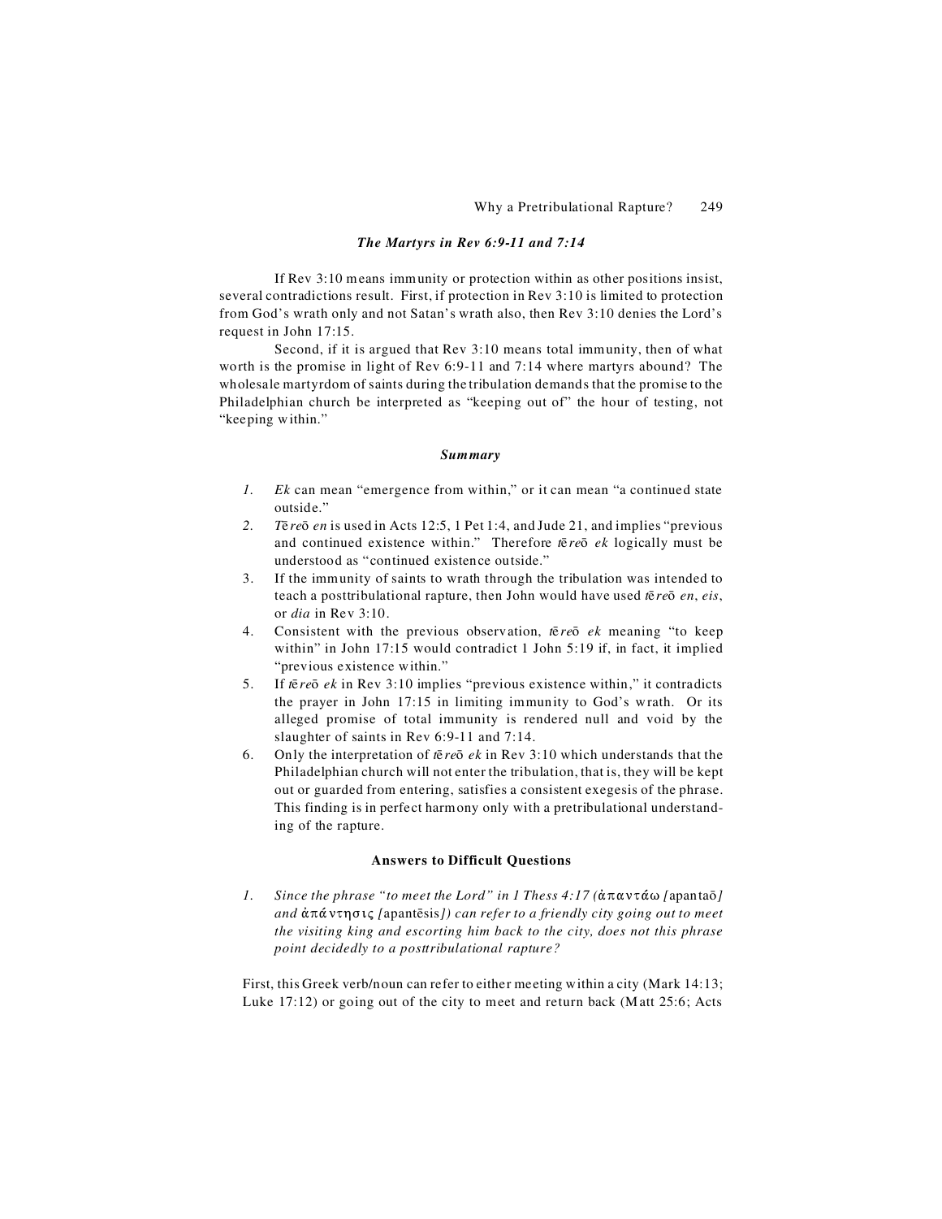### *The Martyrs in Rev 6:9-11 and 7:14*

If Rev 3:10 means immunity or protection within as other positions insist, several contradictions result. First, if protection in Rev 3:10 is limited to protection from God's wrath only and not Satan's wrath also, then Rev 3:10 denies the Lord's request in John 17:15.

Second, if it is argued that Rev 3:10 means total immunity, then of what worth is the promise in light of Rev 6:9-11 and 7:14 where martyrs abound? The wholesale martyrdom of saints during the tribulation demands that the promise to the Philadelphian church be interpreted as "keeping out of" the hour of testing, not "keeping within."

### *Summary*

1. *Ek* can mean "emergence from within," or it can mean "a continued state outside."
2. *Tēreō en* is used in Acts 12:5, 1 Pet 1:4, and Jude 21, and implies "previous and continued existence within." Therefore *tēreō ek* logically must be understood as "continued existence outside."
3. If the immunity of saints to wrath through the tribulation was intended to teach a posttribulational rapture, then John would have used *tēreō en*, *eis*, or *dia* in Rev 3:10.
4. Consistent with the previous observation, *tēreō ek* meaning "to keep within" in John 17:15 would contradict 1 John 5:19 if, in fact, it implied "previous existence within."
5. If *tēreō ek* in Rev 3:10 implies "previous existence within," it contradicts the prayer in John 17:15 in limiting immunity to God's wrath. Or its alleged promise of total immunity is rendered null and void by the slaughter of saints in Rev 6:9-11 and 7:14.
6. Only the interpretation of *tēreō ek* in Rev 3:10 which understands that the Philadelphian church will not enter the tribulation, that is, they will be kept out or guarded from entering, satisfies a consistent exegesis of the phrase. This finding is in perfect harmony only with a pretribulational understanding of the rapture.

### **Answers to Difficult Questions**

1. *Since the phrase "to meet the Lord" in 1 Thess 4:17 (ἀπαντάω [*apantaō*] and ἀπάντησις [*apantēsis*]) can refer to a friendly city going out to meet the visiting king and escorting him back to the city, does not this phrase point decidedly to a posttribulational rapture?*

First, this Greek verb/noun can refer to either meeting within a city (Mark 14:13; Luke 17:12) or going out of the city to meet and return back (Matt 25:6; Acts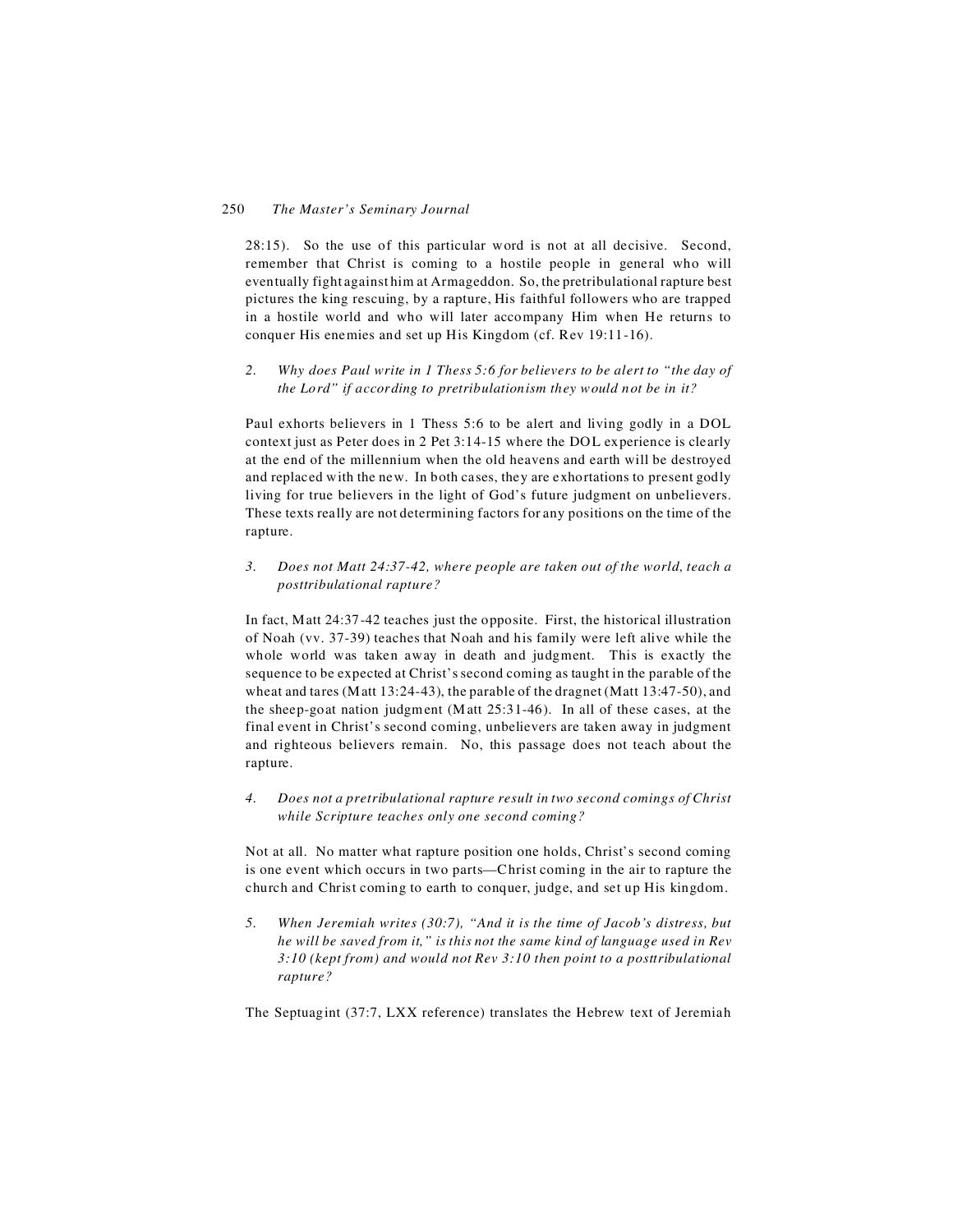28:15). So the use of this particular word is not at all decisive. Second, remember that Christ is coming to a hostile people in general who will eventually fight against him at Armageddon. So, the pretribulational rapture best pictures the king rescuing, by a rapture, His faithful followers who are trapped in a hostile world and who will later accompany Him when He returns to conquer His enemies and set up His Kingdom (cf. Rev 19:11-16).

2. *Why does Paul write in 1 Thess 5:6 for believers to be alert to "the day of the Lord" if according to pretribulationism they would not be in it?*

Paul exhorts believers in 1 Thess 5:6 to be alert and living godly in a DOL context just as Peter does in 2 Pet 3:14-15 where the DOL experience is clearly at the end of the millennium when the old heavens and earth will be destroyed and replaced with the new. In both cases, they are exhortations to present godly living for true believers in the light of God's future judgment on unbelievers. These texts really are not determining factors for any positions on the time of the rapture.

3. *Does not Matt 24:37-42, where people are taken out of the world, teach a posttribulational rapture?*

In fact, Matt 24:37-42 teaches just the opposite. First, the historical illustration of Noah (vv. 37-39) teaches that Noah and his family were left alive while the whole world was taken away in death and judgment. This is exactly the sequence to be expected at Christ's second coming as taught in the parable of the wheat and tares (Matt 13:24-43), the parable of the dragnet (Matt 13:47-50), and the sheep-goat nation judgment (Matt 25:31-46). In all of these cases, at the final event in Christ's second coming, unbelievers are taken away in judgment and righteous believers remain. No, this passage does not teach about the rapture.

4. *Does not a pretribulational rapture result in two second comings of Christ while Scripture teaches only one second coming?*

Not at all. No matter what rapture position one holds, Christ's second coming is one event which occurs in two parts—Christ coming in the air to rapture the church and Christ coming to earth to conquer, judge, and set up His kingdom.

5. *When Jeremiah writes (30:7), "And it is the time of Jacob's distress, but he will be saved from it," is this not the same kind of language used in Rev 3:10 (kept from) and would not Rev 3:10 then point to a posttribulational rapture?*

The Septuagint (37:7, LXX reference) translates the Hebrew text of Jeremiah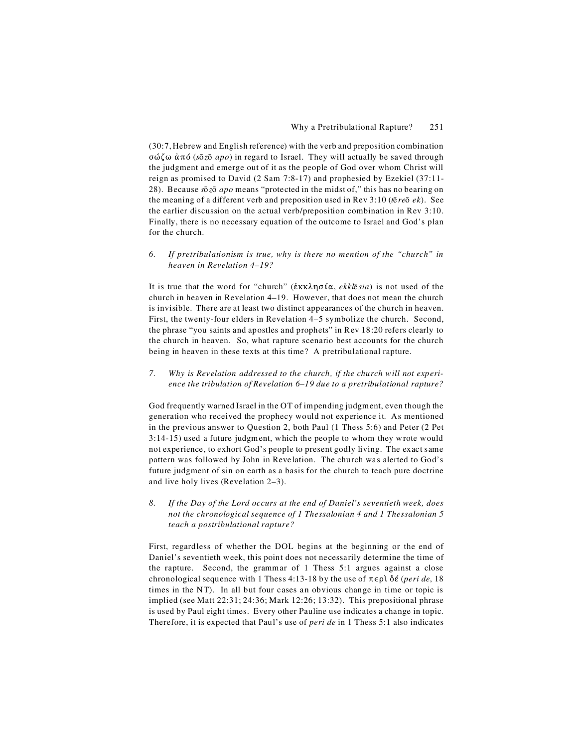(30:7, Hebrew and English reference) with the verb and preposition combination σώζω ἀπό (*sōzō apo*) in regard to Israel. They will actually be saved through the judgment and emerge out of it as the people of God over whom Christ will reign as promised to David (2 Sam 7:8-17) and prophesied by Ezekiel (37:11-28). Because *sōzō apo* means "protected in the midst of," this has no bearing on the meaning of a different verb and preposition used in Rev 3:10 (*tēreō ek*). See the earlier discussion on the actual verb/preposition combination in Rev 3:10. Finally, there is no necessary equation of the outcome to Israel and God's plan for the church.

*6. If pretribulationism is true, why is there no mention of the "church" in heaven in Revelation 4–19?*

It is true that the word for "church" (ἐκκλησία, *ekklēsia*) is not used of the church in heaven in Revelation 4–19. However, that does not mean the church is invisible. There are at least two distinct appearances of the church in heaven. First, the twenty-four elders in Revelation 4–5 symbolize the church. Second, the phrase "you saints and apostles and prophets" in Rev 18:20 refers clearly to the church in heaven. So, what rapture scenario best accounts for the church being in heaven in these texts at this time? A pretribulational rapture.

*7. Why is Revelation addressed to the church, if the church will not experience the tribulation of Revelation 6–19 due to a pretribulational rapture?*

God frequently warned Israel in the OT of impending judgment, even though the generation who received the prophecy would not experience it. As mentioned in the previous answer to Question 2, both Paul (1 Thess 5:6) and Peter (2 Pet 3:14-15) used a future judgment, which the people to whom they wrote would not experience, to exhort God's people to present godly living. The exact same pattern was followed by John in Revelation. The church was alerted to God's future judgment of sin on earth as a basis for the church to teach pure doctrine and live holy lives (Revelation 2–3).

*8. If the Day of the Lord occurs at the end of Daniel's seventieth week, does not the chronological sequence of 1 Thessalonian 4 and 1 Thessalonian 5 teach a postribulational rapture?*

First, regardless of whether the DOL begins at the beginning or the end of Daniel's seventieth week, this point does not necessarily determine the time of the rapture. Second, the grammar of 1 Thess 5:1 argues against a close chronological sequence with 1 Thess 4:13-18 by the use of περὶ δέ (*peri de*, 18 times in the NT). In all but four cases an obvious change in time or topic is implied (see Matt 22:31; 24:36; Mark 12:26; 13:32). This prepositional phrase is used by Paul eight times. Every other Pauline use indicates a change in topic. Therefore, it is expected that Paul's use of *peri de* in 1 Thess 5:1 also indicates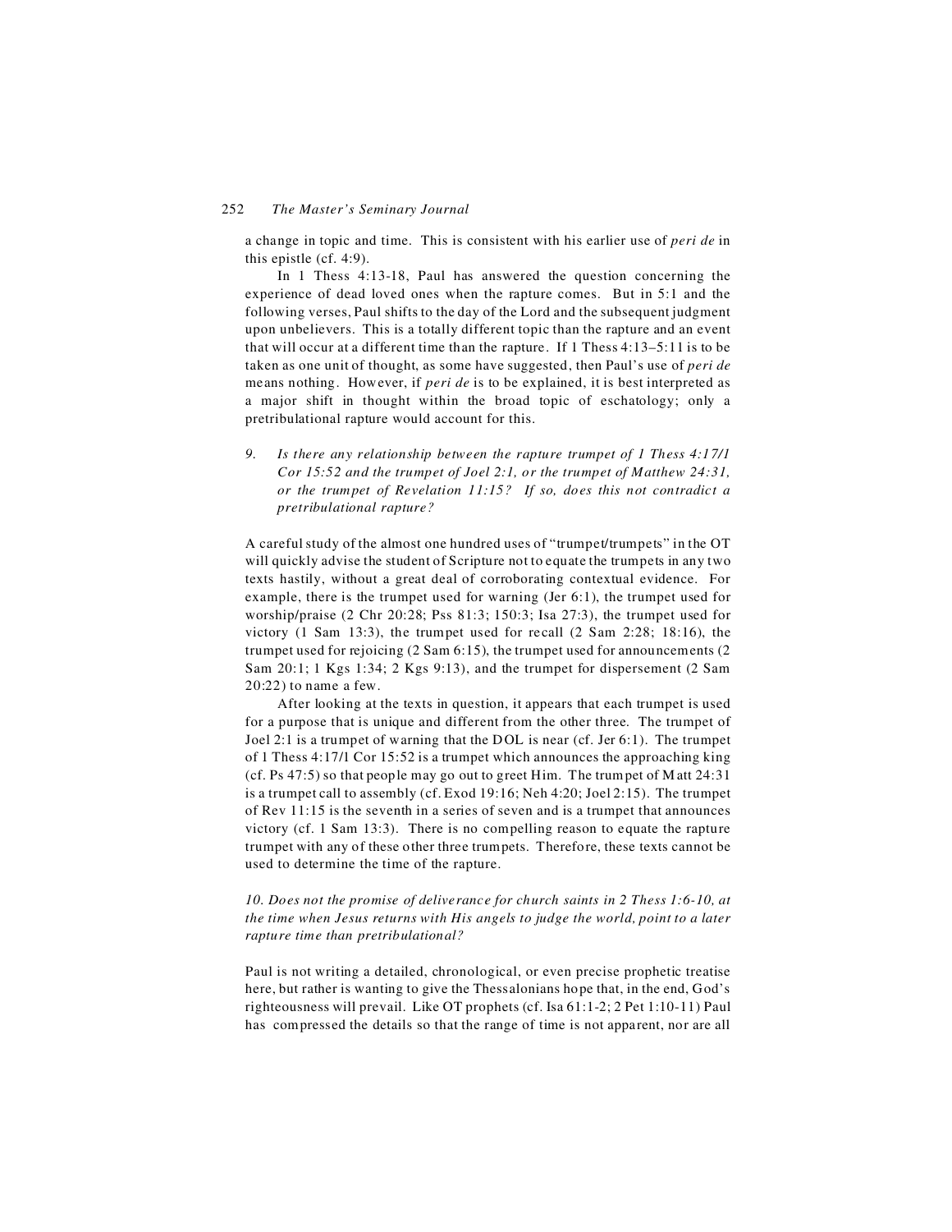a change in topic and time. This is consistent with his earlier use of *peri de* in this epistle (cf. 4:9).

In 1 Thess 4:13-18, Paul has answered the question concerning the experience of dead loved ones when the rapture comes. But in 5:1 and the following verses, Paul shifts to the day of the Lord and the subsequent judgment upon unbelievers. This is a totally different topic than the rapture and an event that will occur at a different time than the rapture. If 1 Thess 4:13–5:11 is to be taken as one unit of thought, as some have suggested, then Paul's use of *peri de* means nothing. However, if *peri de* is to be explained, it is best interpreted as a major shift in thought within the broad topic of eschatology; only a pretribulational rapture would account for this.

*9. Is there any relationship between the rapture trumpet of 1 Thess 4:17/1 Cor 15:52 and the trumpet of Joel 2:1, or the trumpet of Matthew 24:31, or the trumpet of Revelation 11:15? If so, does this not contradict a pretribulational rapture?*

A careful study of the almost one hundred uses of "trumpet/trumpets" in the OT will quickly advise the student of Scripture not to equate the trumpets in any two texts hastily, without a great deal of corroborating contextual evidence. For example, there is the trumpet used for warning (Jer 6:1), the trumpet used for worship/praise (2 Chr 20:28; Pss 81:3; 150:3; Isa 27:3), the trumpet used for victory (1 Sam 13:3), the trumpet used for recall (2 Sam 2:28; 18:16), the trumpet used for rejoicing (2 Sam 6:15), the trumpet used for announcements (2 Sam 20:1; 1 Kgs 1:34; 2 Kgs 9:13), and the trumpet for dispersement (2 Sam 20:22) to name a few.

After looking at the texts in question, it appears that each trumpet is used for a purpose that is unique and different from the other three. The trumpet of Joel 2:1 is a trumpet of warning that the DOL is near (cf. Jer 6:1). The trumpet of 1 Thess 4:17/1 Cor 15:52 is a trumpet which announces the approaching king (cf. Ps 47:5) so that people may go out to greet Him. The trumpet of Matt 24:31 is a trumpet call to assembly (cf. Exod 19:16; Neh 4:20; Joel 2:15). The trumpet of Rev 11:15 is the seventh in a series of seven and is a trumpet that announces victory (cf. 1 Sam 13:3). There is no compelling reason to equate the rapture trumpet with any of these other three trumpets. Therefore, these texts cannot be used to determine the time of the rapture.

*10. Does not the promise of deliverance for church saints in 2 Thess 1:6-10, at the time when Jesus returns with His angels to judge the world, point to a later rapture time than pretribulational?*

Paul is not writing a detailed, chronological, or even precise prophetic treatise here, but rather is wanting to give the Thessalonians hope that, in the end, God's righteousness will prevail. Like OT prophets (cf. Isa 61:1-2; 2 Pet 1:10-11) Paul has compressed the details so that the range of time is not apparent, nor are all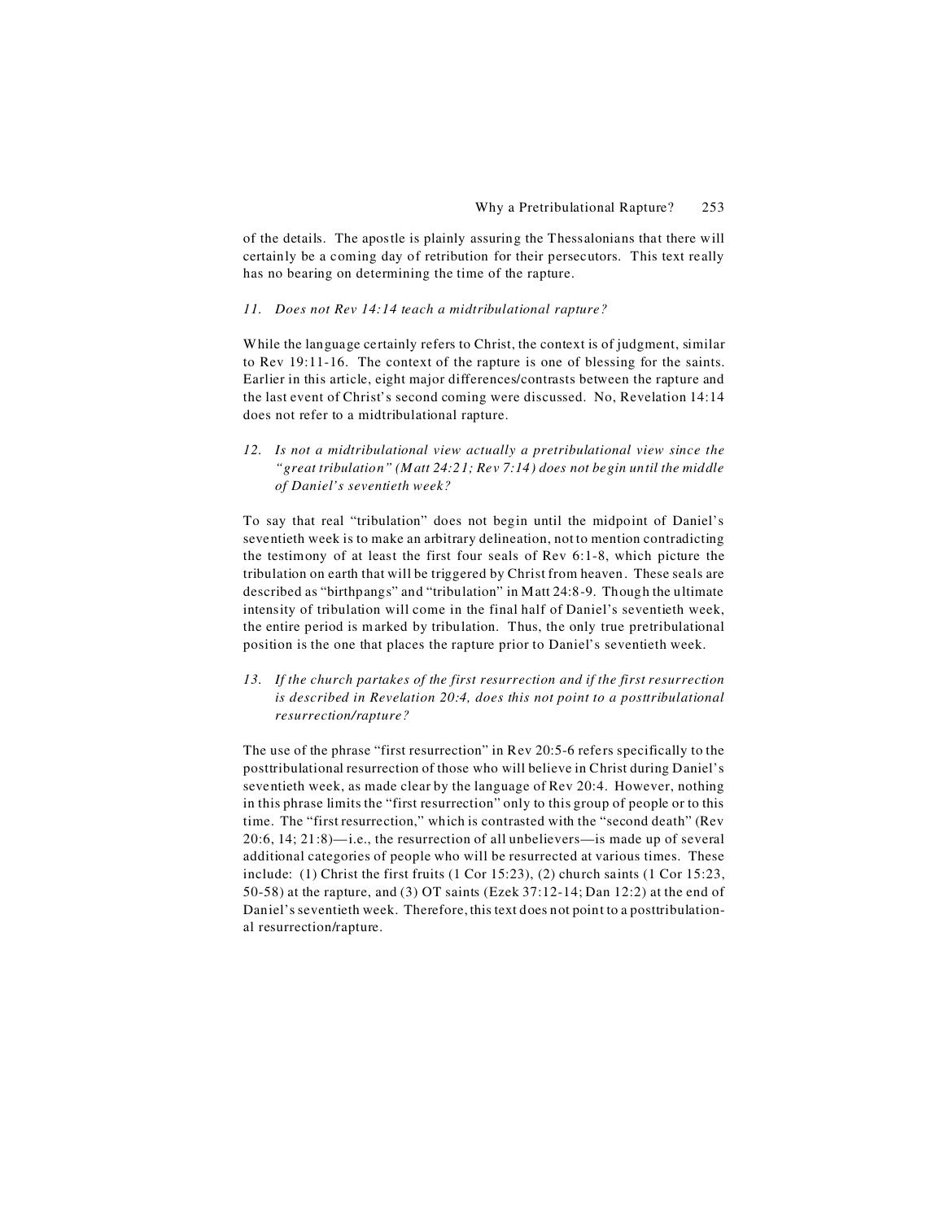of the details. The apostle is plainly assuring the Thessalonians that there will certainly be a coming day of retribution for their persecutors. This text really has no bearing on determining the time of the rapture.

*11. Does not Rev 14:14 teach a midtribulational rapture?*

While the language certainly refers to Christ, the context is of judgment, similar to Rev 19:11-16. The context of the rapture is one of blessing for the saints. Earlier in this article, eight major differences/contrasts between the rapture and the last event of Christ's second coming were discussed. No, Revelation 14:14 does not refer to a midtribulational rapture.

*12. Is not a midtribulational view actually a pretribulational view since the "great tribulation" (Matt 24:21; Rev 7:14) does not begin until the middle of Daniel's seventieth week?*

To say that real "tribulation" does not begin until the midpoint of Daniel's seventieth week is to make an arbitrary delineation, not to mention contradicting the testimony of at least the first four seals of Rev 6:1-8, which picture the tribulation on earth that will be triggered by Christ from heaven. These seals are described as "birthpangs" and "tribulation" in Matt 24:8-9. Though the ultimate intensity of tribulation will come in the final half of Daniel's seventieth week, the entire period is marked by tribulation. Thus, the only true pretribulational position is the one that places the rapture prior to Daniel's seventieth week.

*13. If the church partakes of the first resurrection and if the first resurrection is described in Revelation 20:4, does this not point to a posttribulational resurrection/rapture?*

The use of the phrase "first resurrection" in Rev 20:5-6 refers specifically to the posttribulational resurrection of those who will believe in Christ during Daniel's seventieth week, as made clear by the language of Rev 20:4. However, nothing in this phrase limits the "first resurrection" only to this group of people or to this time. The "first resurrection," which is contrasted with the "second death" (Rev 20:6, 14; 21:8)—i.e., the resurrection of all unbelievers—is made up of several additional categories of people who will be resurrected at various times. These include: (1) Christ the first fruits (1 Cor 15:23), (2) church saints (1 Cor 15:23, 50-58) at the rapture, and (3) OT saints (Ezek 37:12-14; Dan 12:2) at the end of Daniel's seventieth week. Therefore, this text does not point to a posttribulational resurrection/rapture.